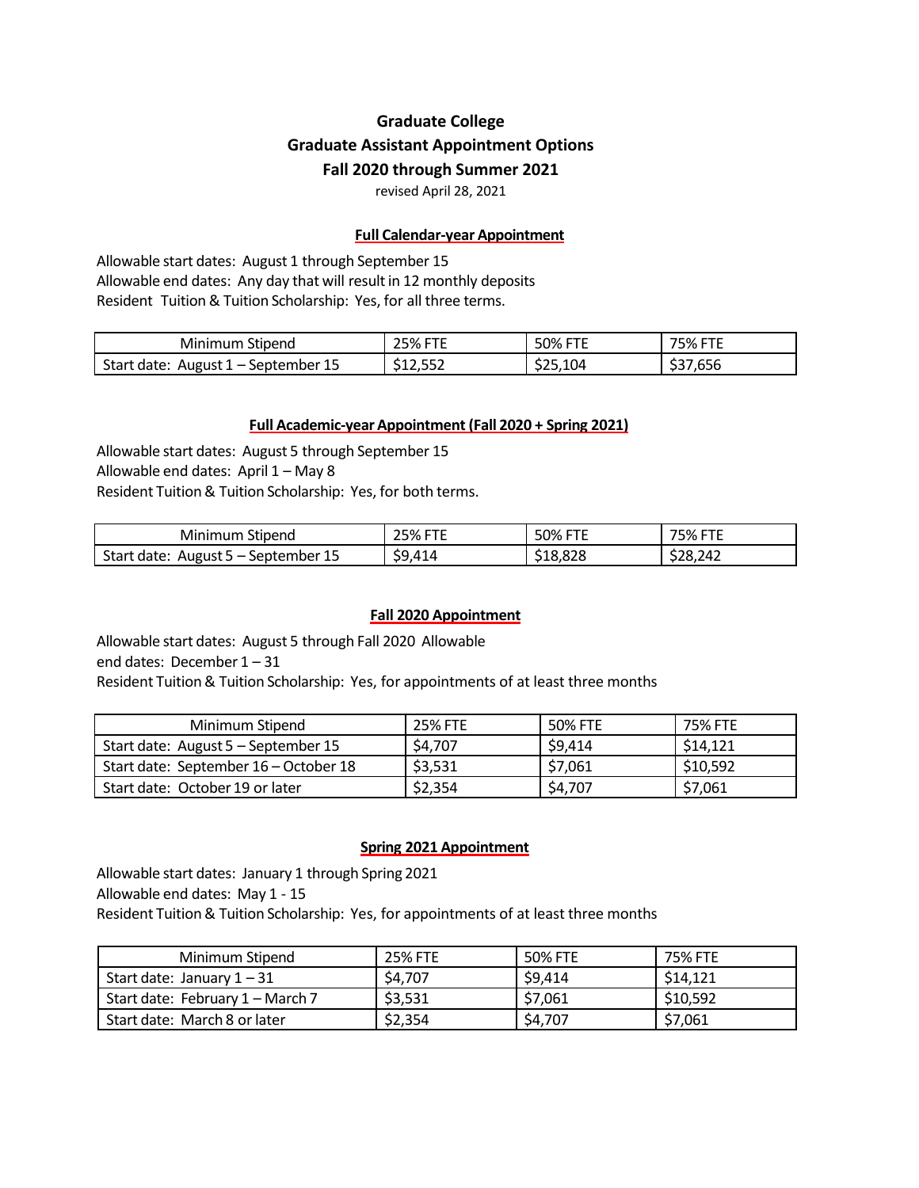# Graduate College
# Graduate Assistant Appointment Options
# Fall 2020 through Summer 2021

revised April 28, 2021

## Full Calendar-year Appointment

Allowable start dates: August 1 through September 15
Allowable end dates: Any day that will result in 12 monthly deposits
Resident Tuition & Tuition Scholarship: Yes, for all three terms.

| Minimum Stipend | 25% FTE | 50% FTE | 75% FTE |
|---|---|---|---|
| Start date: August 1 – September 15 | $12,552 | $25,104 | $37,656 |

## Full Academic-year Appointment (Fall 2020 + Spring 2021)

Allowable start dates: August 5 through September 15
Allowable end dates: April 1 – May 8
Resident Tuition & Tuition Scholarship: Yes, for both terms.

| Minimum Stipend | 25% FTE | 50% FTE | 75% FTE |
|---|---|---|---|
| Start date: August 5 – September 15 | $9,414 | $18,828 | $28,242 |

## Fall 2020 Appointment

Allowable start dates: August 5 through Fall 2020 Allowable
end dates: December 1 – 31
Resident Tuition & Tuition Scholarship: Yes, for appointments of at least three months

| Minimum Stipend | 25% FTE | 50% FTE | 75% FTE |
|---|---|---|---|
| Start date: August 5 – September 15 | $4,707 | $9,414 | $14,121 |
| Start date: September 16 – October 18 | $3,531 | $7,061 | $10,592 |
| Start date: October 19 or later | $2,354 | $4,707 | $7,061 |

## Spring 2021 Appointment

Allowable start dates: January 1 through Spring 2021
Allowable end dates: May 1 - 15
Resident Tuition & Tuition Scholarship: Yes, for appointments of at least three months

| Minimum Stipend | 25% FTE | 50% FTE | 75% FTE |
|---|---|---|---|
| Start date: January 1 – 31 | $4,707 | $9,414 | $14,121 |
| Start date: February 1 – March 7 | $3,531 | $7,061 | $10,592 |
| Start date: March 8 or later | $2,354 | $4,707 | $7,061 |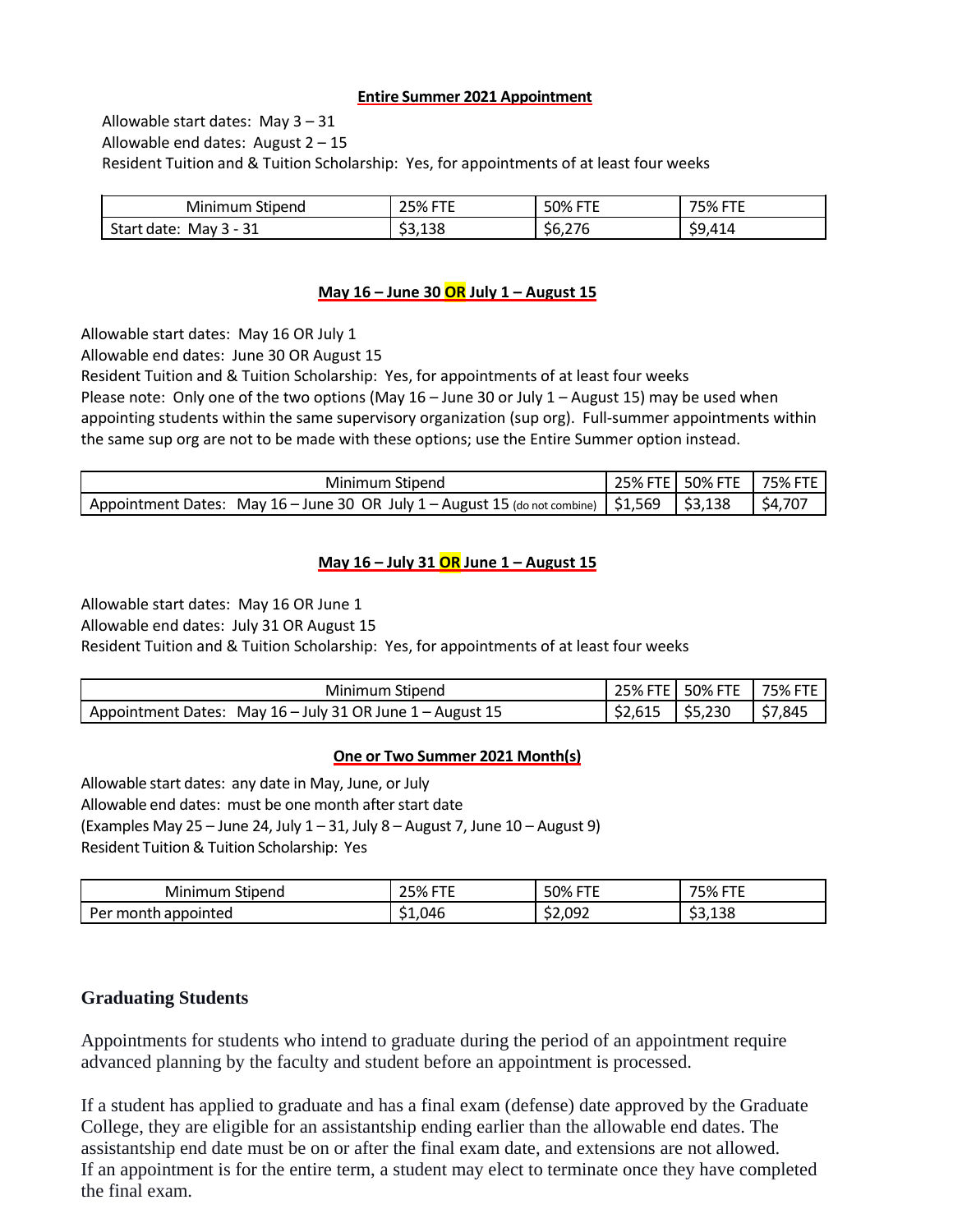## Entire Summer 2021 Appointment

Allowable start dates: May 3 – 31
Allowable end dates: August 2 – 15
Resident Tuition and & Tuition Scholarship: Yes, for appointments of at least four weeks

| Minimum Stipend | 25% FTE | 50% FTE | 75% FTE |
|---|---|---|---|
| Start date: May 3 - 31 | $3,138 | $6,276 | $9,414 |

## May 16 – June 30 OR July 1 – August 15

Allowable start dates: May 16 OR July 1
Allowable end dates: June 30 OR August 15
Resident Tuition and & Tuition Scholarship: Yes, for appointments of at least four weeks
Please note: Only one of the two options (May 16 – June 30 or July 1 – August 15) may be used when appointing students within the same supervisory organization (sup org). Full-summer appointments within the same sup org are not to be made with these options; use the Entire Summer option instead.

| Minimum Stipend | 25% FTE | 50% FTE | 75% FTE |
|---|---|---|---|
| Appointment Dates: May 16 – June 30 OR July 1 – August 15 (do not combine) | $1,569 | $3,138 | $4,707 |

## May 16 – July 31 OR June 1 – August 15

Allowable start dates: May 16 OR June 1
Allowable end dates: July 31 OR August 15
Resident Tuition and & Tuition Scholarship: Yes, for appointments of at least four weeks

| Minimum Stipend | 25% FTE | 50% FTE | 75% FTE |
|---|---|---|---|
| Appointment Dates: May 16 – July 31 OR June 1 – August 15 | $2,615 | $5,230 | $7,845 |

## One or Two Summer 2021 Month(s)

Allowable start dates: any date in May, June, or July
Allowable end dates: must be one month after start date
(Examples May 25 – June 24, July 1 – 31, July 8 – August 7, June 10 – August 9)
Resident Tuition & Tuition Scholarship: Yes

| Minimum Stipend | 25% FTE | 50% FTE | 75% FTE |
|---|---|---|---|
| Per month appointed | $1,046 | $2,092 | $3,138 |

## Graduating Students

Appointments for students who intend to graduate during the period of an appointment require advanced planning by the faculty and student before an appointment is processed.

If a student has applied to graduate and has a final exam (defense) date approved by the Graduate College, they are eligible for an assistantship ending earlier than the allowable end dates. The assistantship end date must be on or after the final exam date, and extensions are not allowed.
If an appointment is for the entire term, a student may elect to terminate once they have completed the final exam.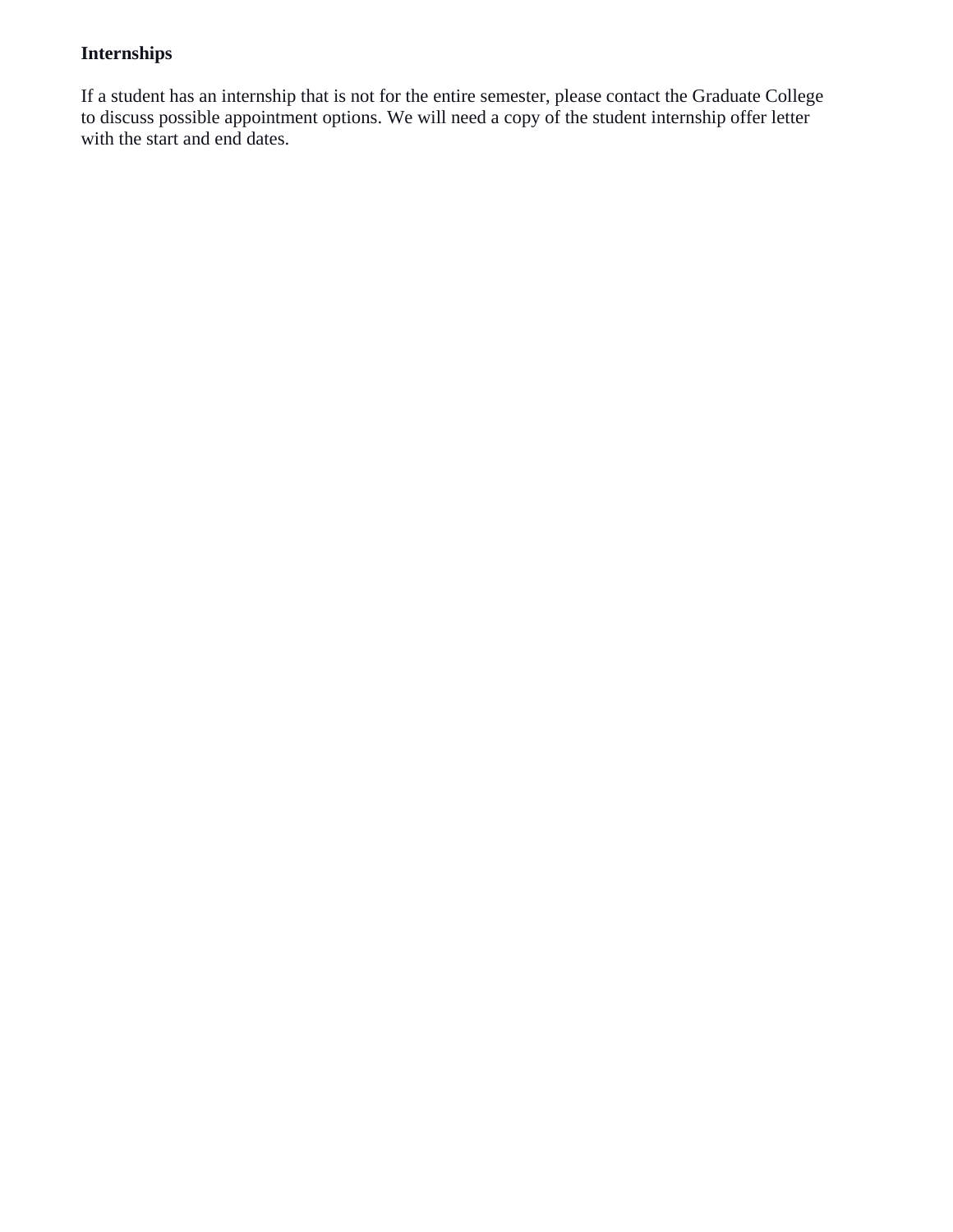**Internships**

If a student has an internship that is not for the entire semester, please contact the Graduate College to discuss possible appointment options. We will need a copy of the student internship offer letter with the start and end dates.